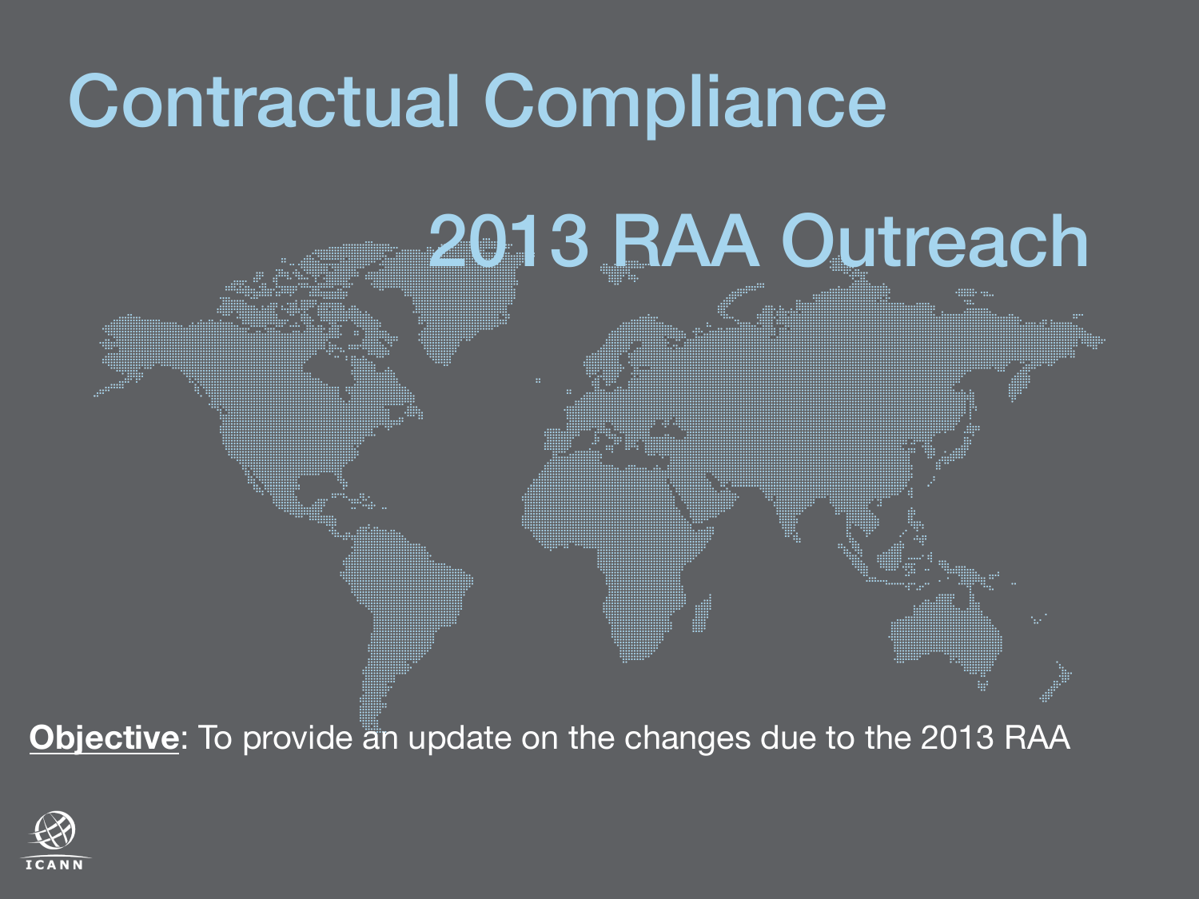# Contractual Compliance

## 2013 RAA Outreach

**Objective**: To provide an update on the changes due to the 2013 RAA

ICANN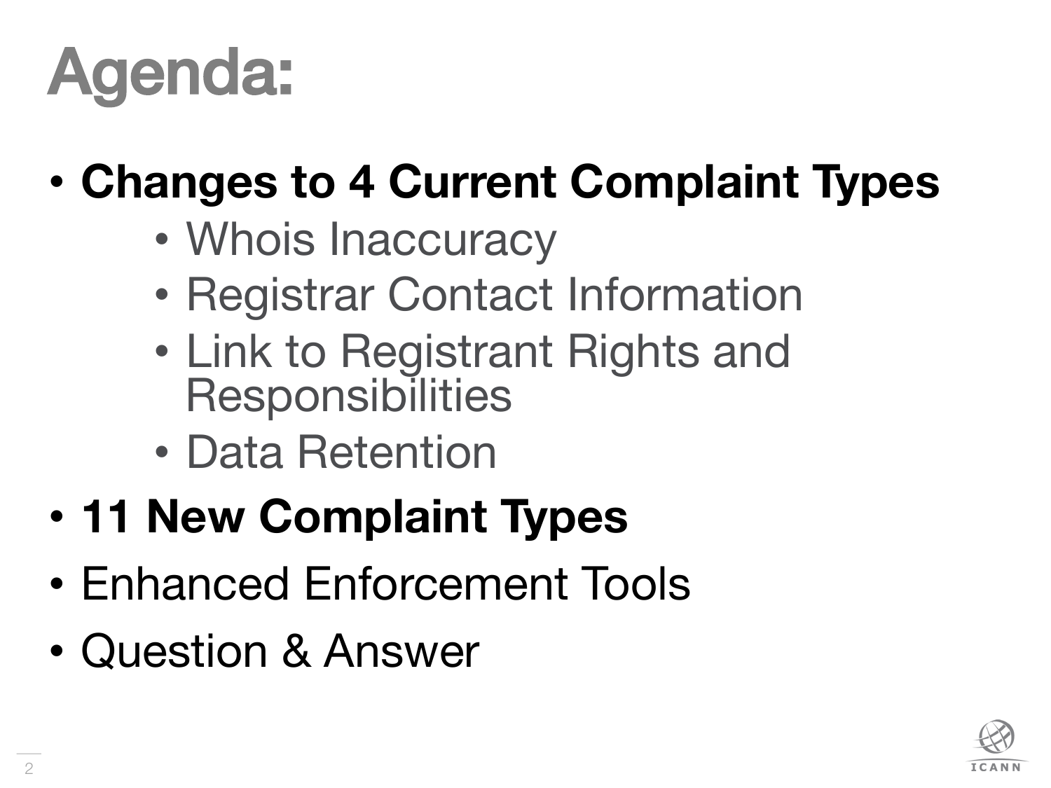# Agenda:

- **Changes to 4 Current Complaint Types**
  - Whois Inaccuracy
  - Registrar Contact Information
  - Link to Registrant Rights and Responsibilities
  - Data Retention
- **11 New Complaint Types**
- Enhanced Enforcement Tools
- Question & Answer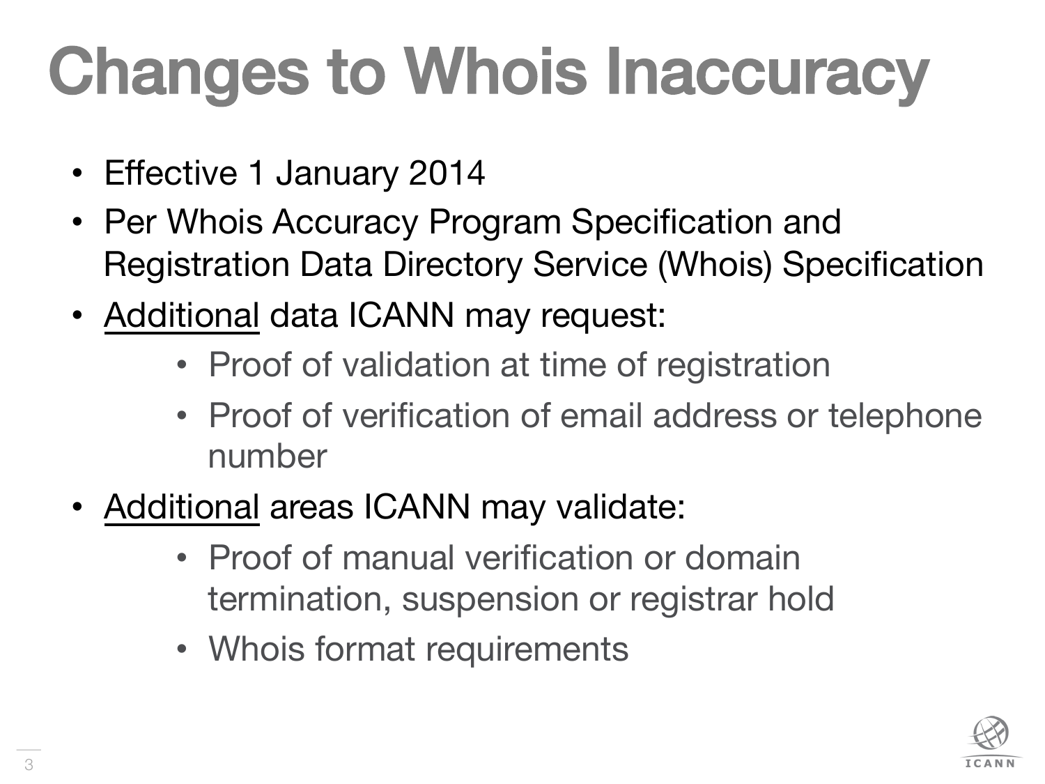# Changes to Whois Inaccuracy

- Effective 1 January 2014
- Per Whois Accuracy Program Specification and Registration Data Directory Service (Whois) Specification
- Additional data ICANN may request:
    - Proof of validation at time of registration
    - Proof of verification of email address or telephone number
- Additional areas ICANN may validate:
    - Proof of manual verification or domain termination, suspension or registrar hold
    - Whois format requirements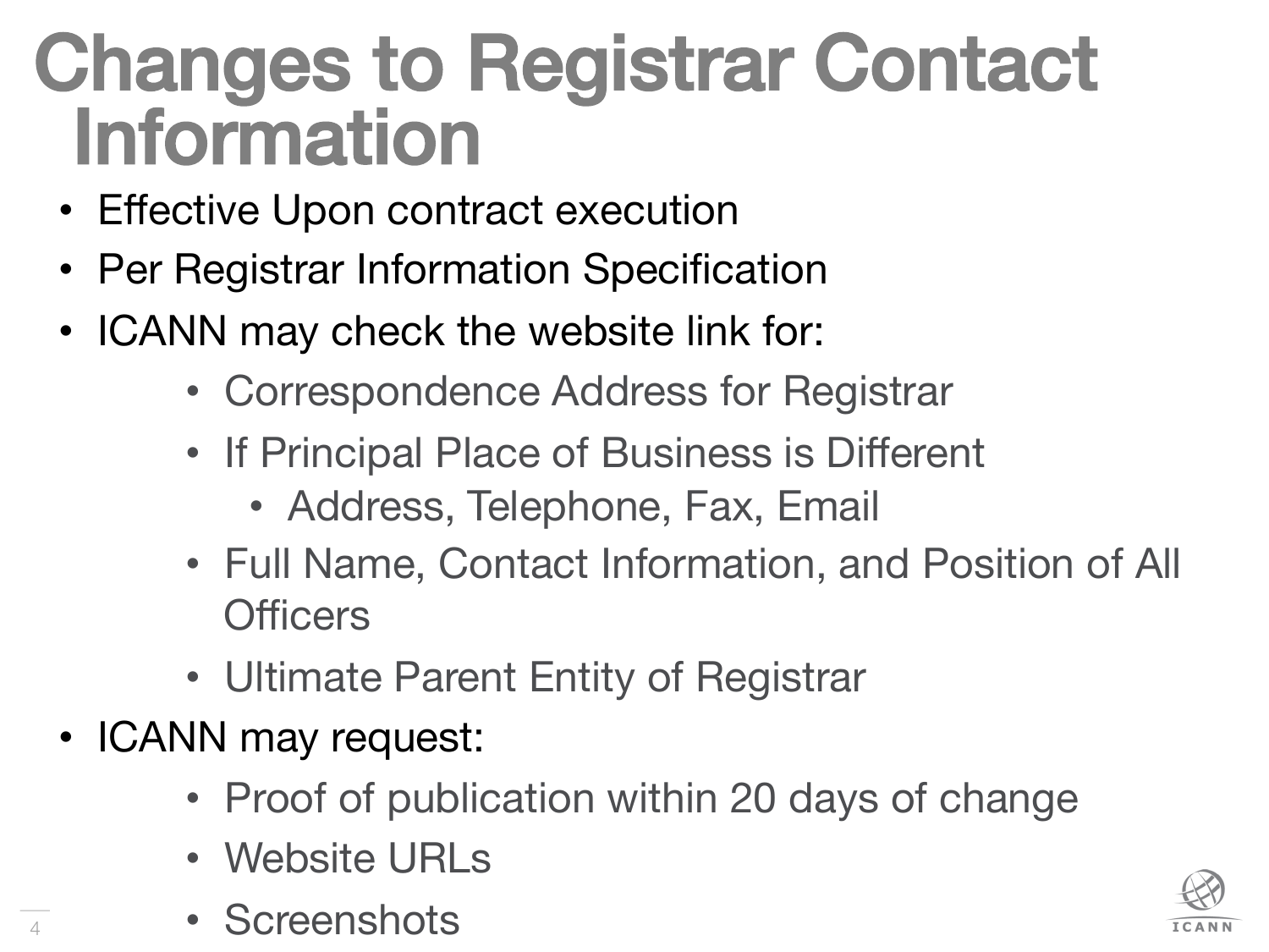# Changes to Registrar Contact Information

- Effective Upon contract execution
- Per Registrar Information Specification
- ICANN may check the website link for:
    - Correspondence Address for Registrar
    - If Principal Place of Business is Different
        - Address, Telephone, Fax, Email
    - Full Name, Contact Information, and Position of All Officers
    - Ultimate Parent Entity of Registrar
- ICANN may request:
    - Proof of publication within 20 days of change
    - Website URLs
    - Screenshots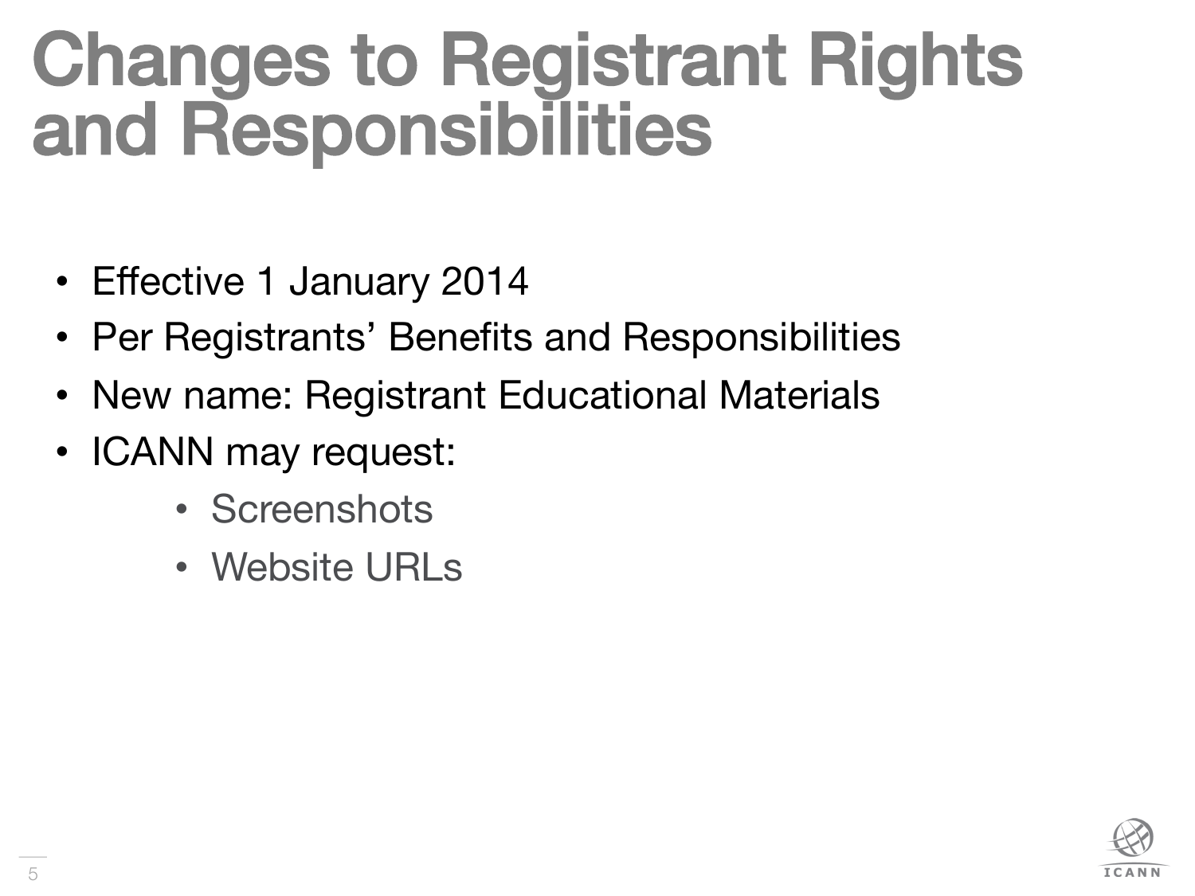# Changes to Registrant Rights and Responsibilities

- Effective 1 January 2014
- Per Registrants' Benefits and Responsibilities
- New name: Registrant Educational Materials
- ICANN may request:
  - Screenshots
  - Website URLs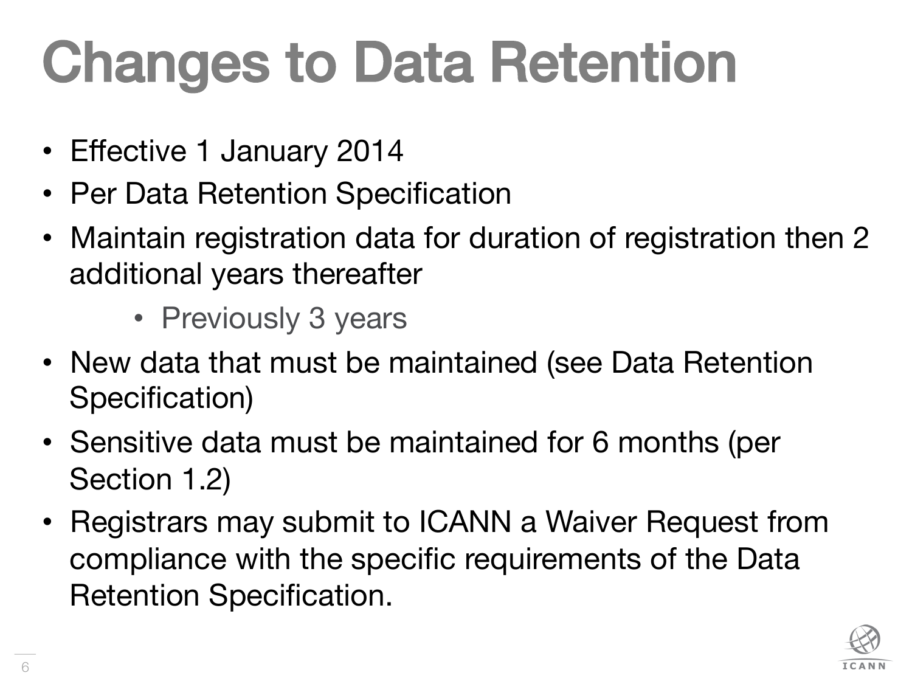# Changes to Data Retention

- Effective 1 January 2014
- Per Data Retention Specification
- Maintain registration data for duration of registration then 2 additional years thereafter
    - Previously 3 years
- New data that must be maintained (see Data Retention Specification)
- Sensitive data must be maintained for 6 months (per Section 1.2)
- Registrars may submit to ICANN a Waiver Request from compliance with the specific requirements of the Data Retention Specification.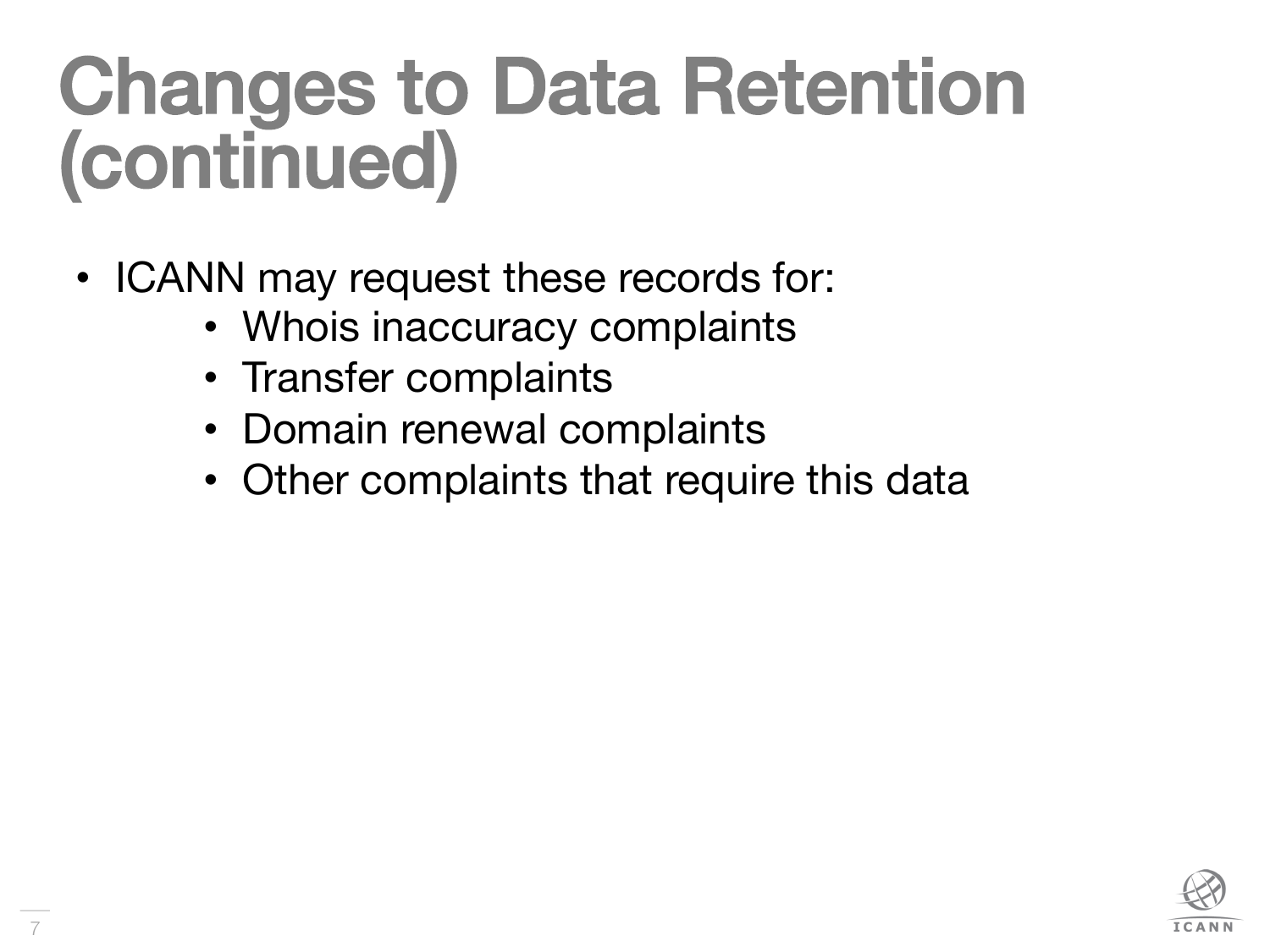# Changes to Data Retention (continued)

- ICANN may request these records for:
    - Whois inaccuracy complaints
    - Transfer complaints
    - Domain renewal complaints
    - Other complaints that require this data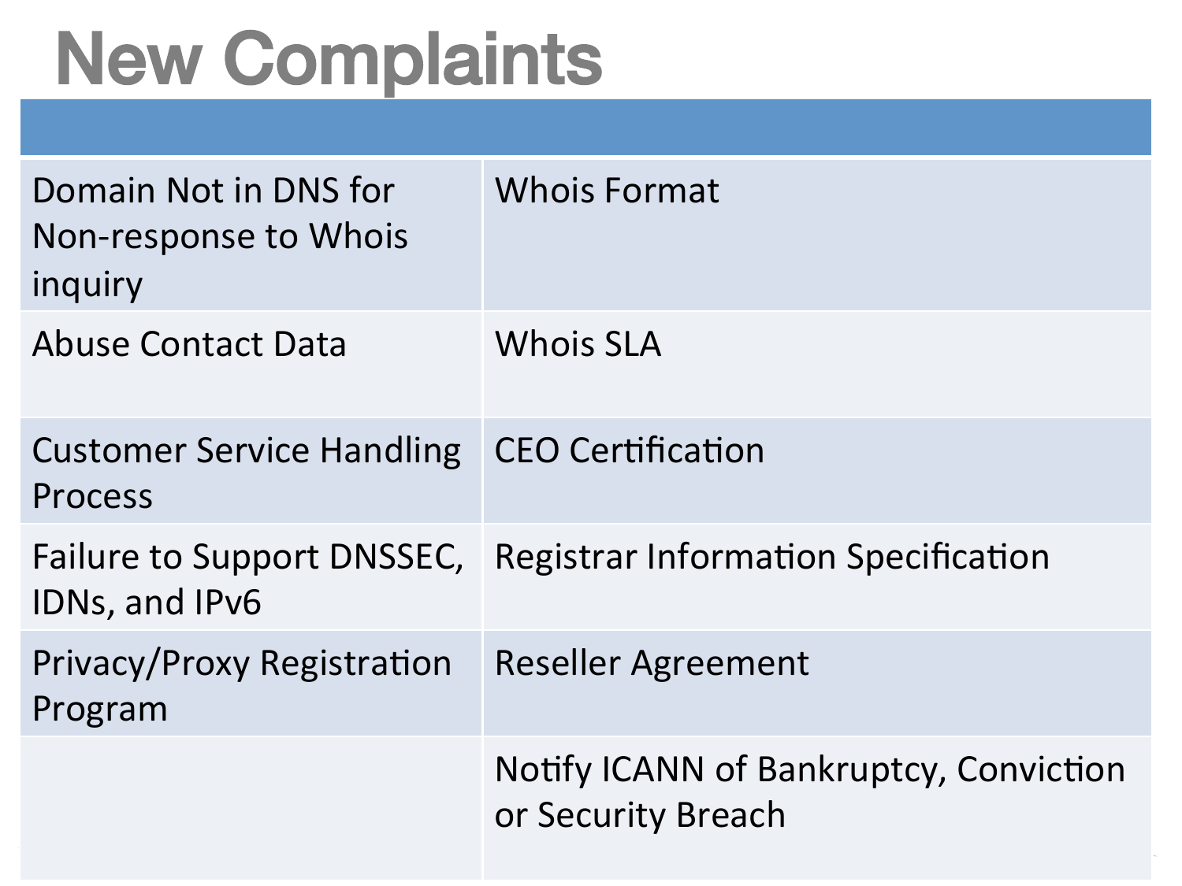# New Complaints

| | |
|---|---|
| Domain Not in DNS for Non-response to Whois inquiry | Whois Format |
| Abuse Contact Data | Whois SLA |
| Customer Service Handling Process | CEO Certification |
| Failure to Support DNSSEC, IDNs, and IPv6 | Registrar Information Specification |
| Privacy/Proxy Registration Program | Reseller Agreement |
| | Notify ICANN of Bankruptcy, Conviction or Security Breach |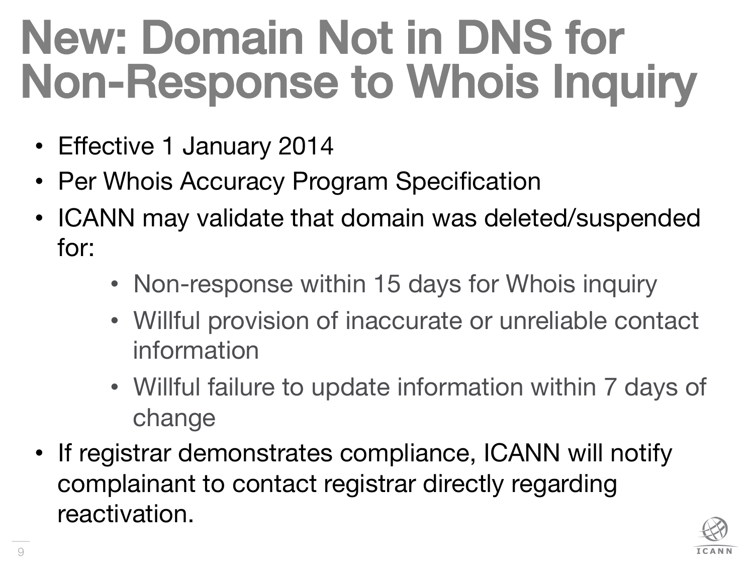# New: Domain Not in DNS for Non-Response to Whois Inquiry

- Effective 1 January 2014
- Per Whois Accuracy Program Specification
- ICANN may validate that domain was deleted/suspended for:
    - Non-response within 15 days for Whois inquiry
    - Willful provision of inaccurate or unreliable contact information
    - Willful failure to update information within 7 days of change
- If registrar demonstrates compliance, ICANN will notify complainant to contact registrar directly regarding reactivation.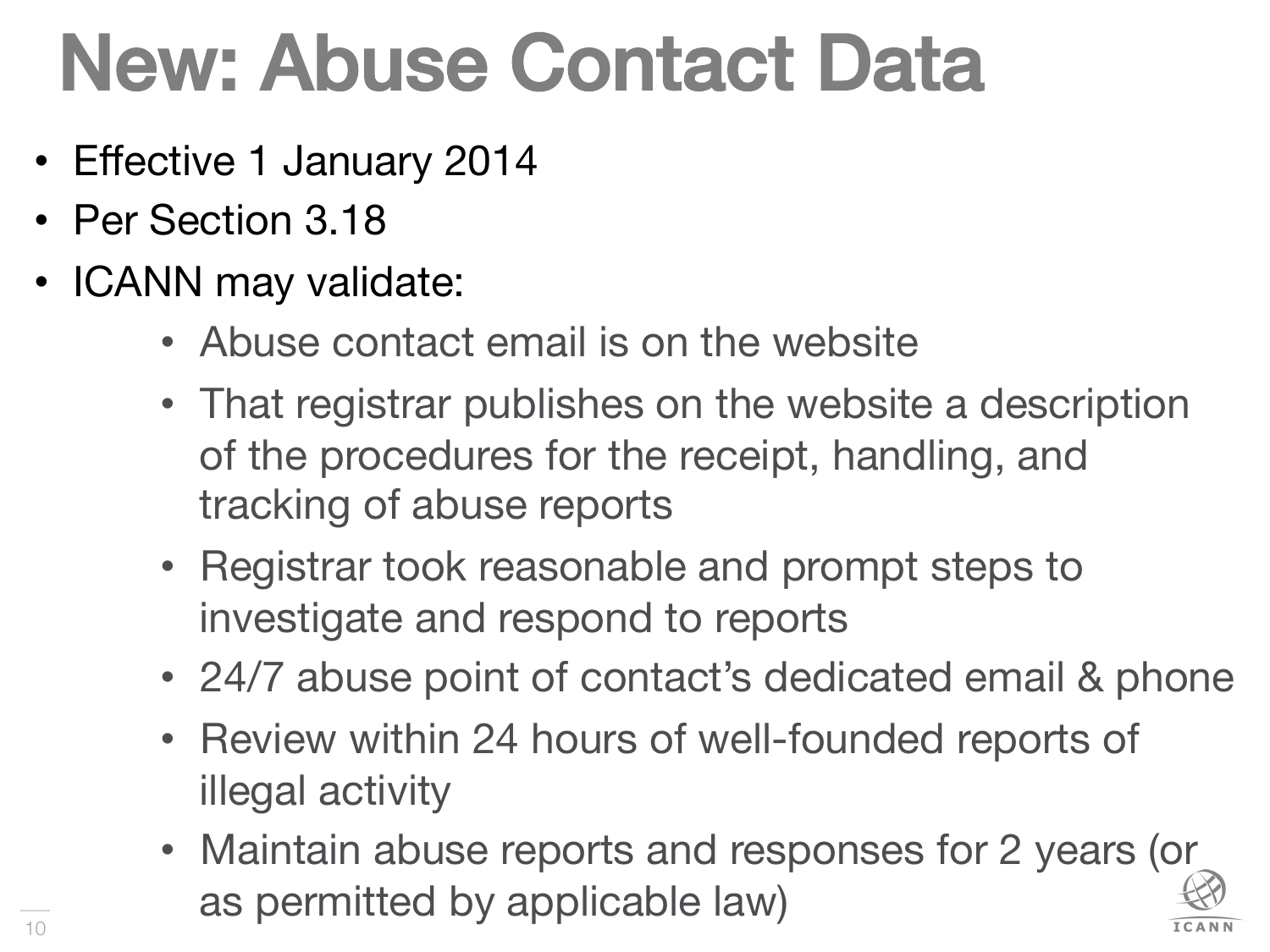# New: Abuse Contact Data

- Effective 1 January 2014
- Per Section 3.18
- ICANN may validate:
  - Abuse contact email is on the website
  - That registrar publishes on the website a description of the procedures for the receipt, handling, and tracking of abuse reports
  - Registrar took reasonable and prompt steps to investigate and respond to reports
  - 24/7 abuse point of contact's dedicated email & phone
  - Review within 24 hours of well-founded reports of illegal activity
  - Maintain abuse reports and responses for 2 years (or as permitted by applicable law)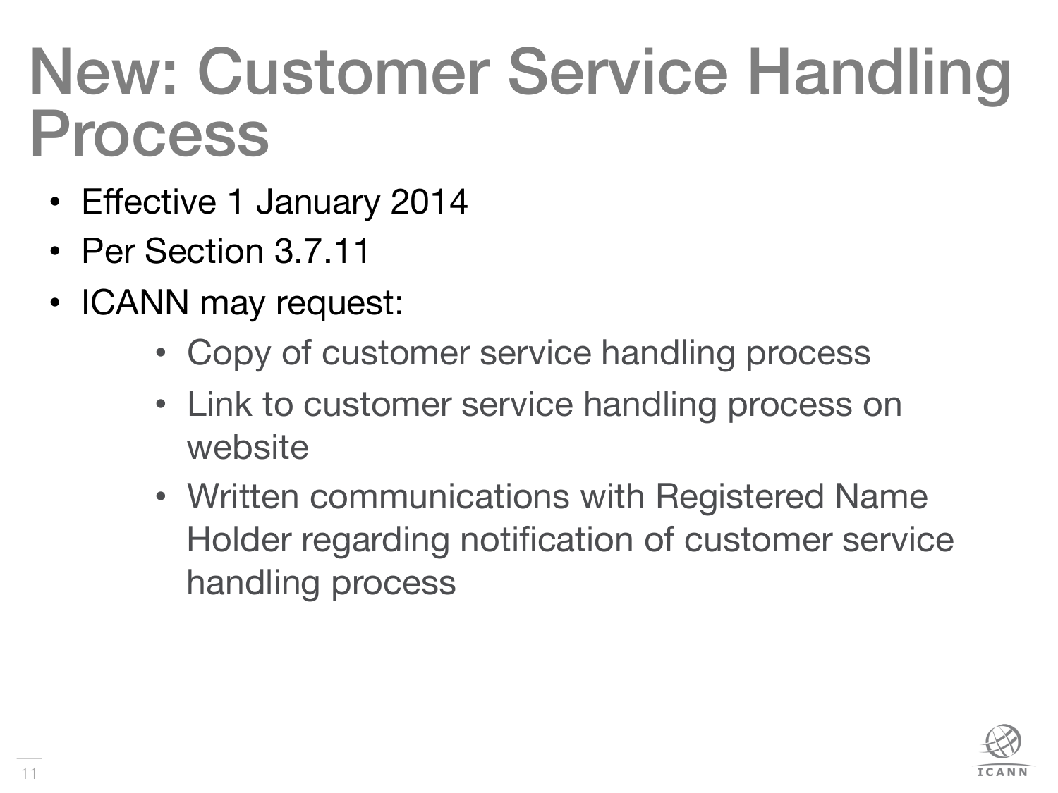# New: Customer Service Handling Process

- Effective 1 January 2014
- Per Section 3.7.11
- ICANN may request:
    - Copy of customer service handling process
    - Link to customer service handling process on website
    - Written communications with Registered Name Holder regarding notification of customer service handling process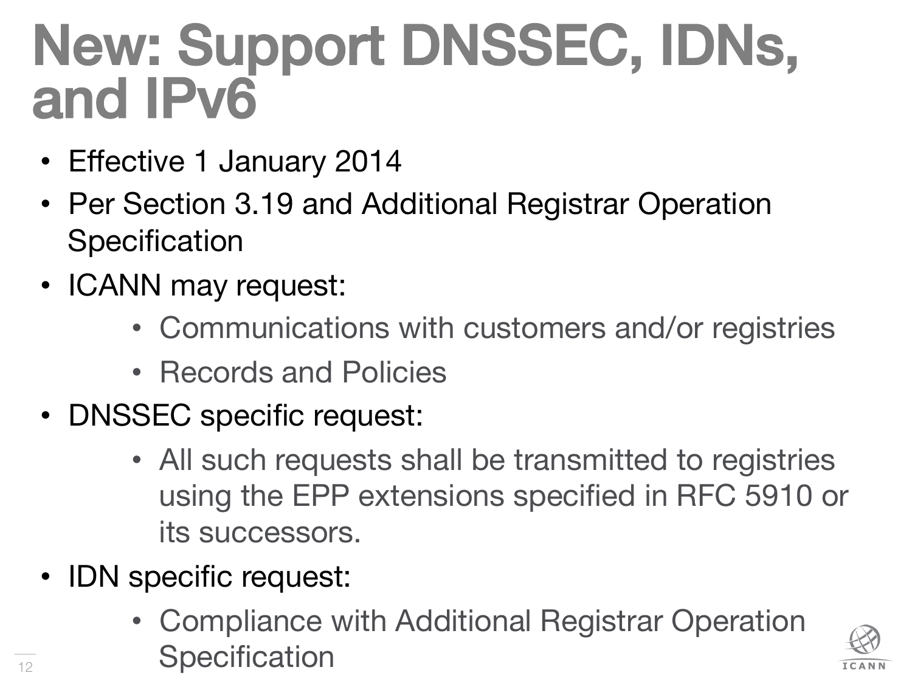# New: Support DNSSEC, IDNs, and IPv6

- Effective 1 January 2014
- Per Section 3.19 and Additional Registrar Operation Specification
- ICANN may request:
  - Communications with customers and/or registries
  - Records and Policies
- DNSSEC specific request:
  - All such requests shall be transmitted to registries using the EPP extensions specified in RFC 5910 or its successors.
- IDN specific request:
  - Compliance with Additional Registrar Operation Specification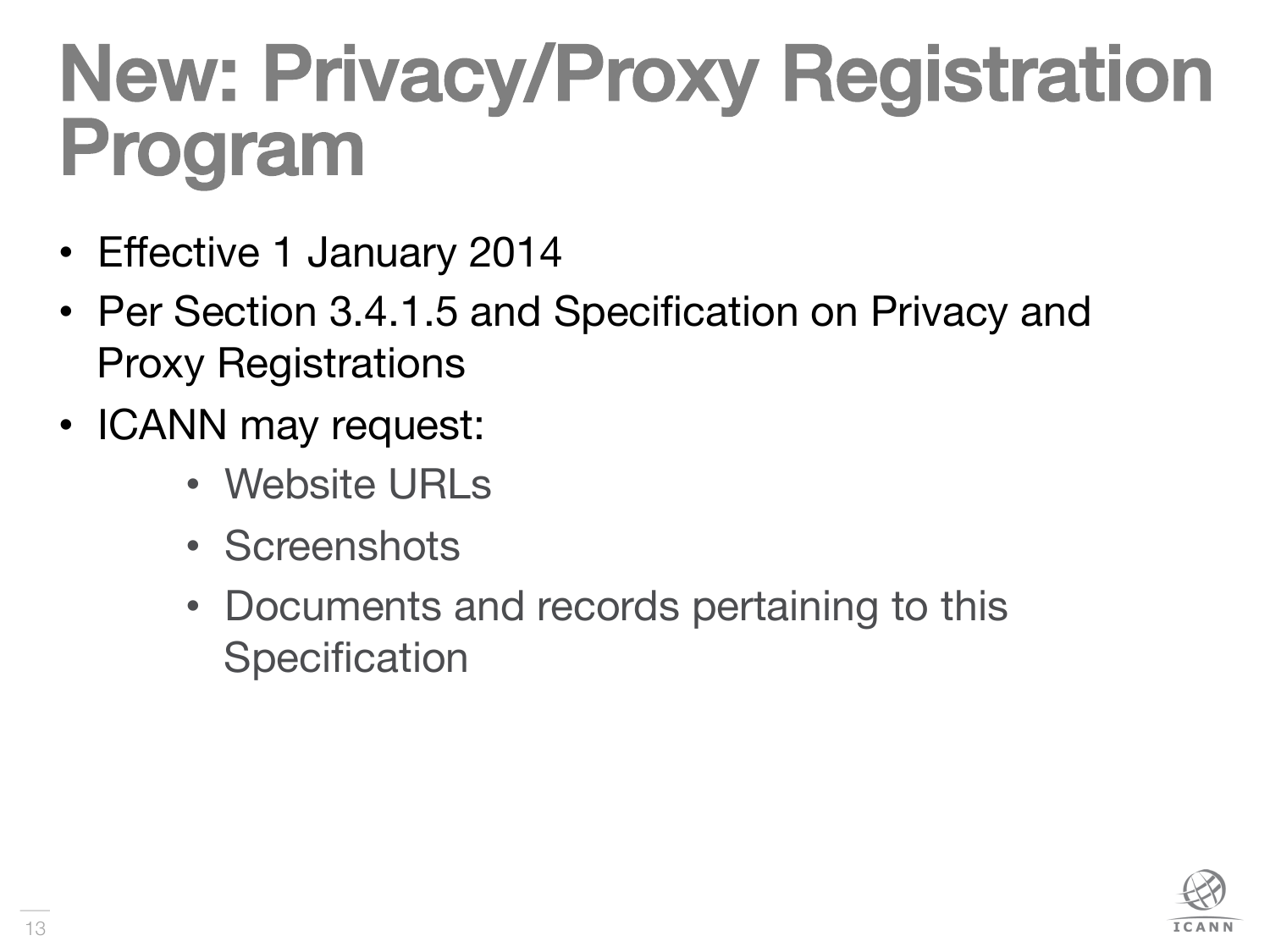# New: Privacy/Proxy Registration Program

- Effective 1 January 2014
- Per Section 3.4.1.5 and Specification on Privacy and Proxy Registrations
- ICANN may request:
  - Website URLs
  - Screenshots
  - Documents and records pertaining to this Specification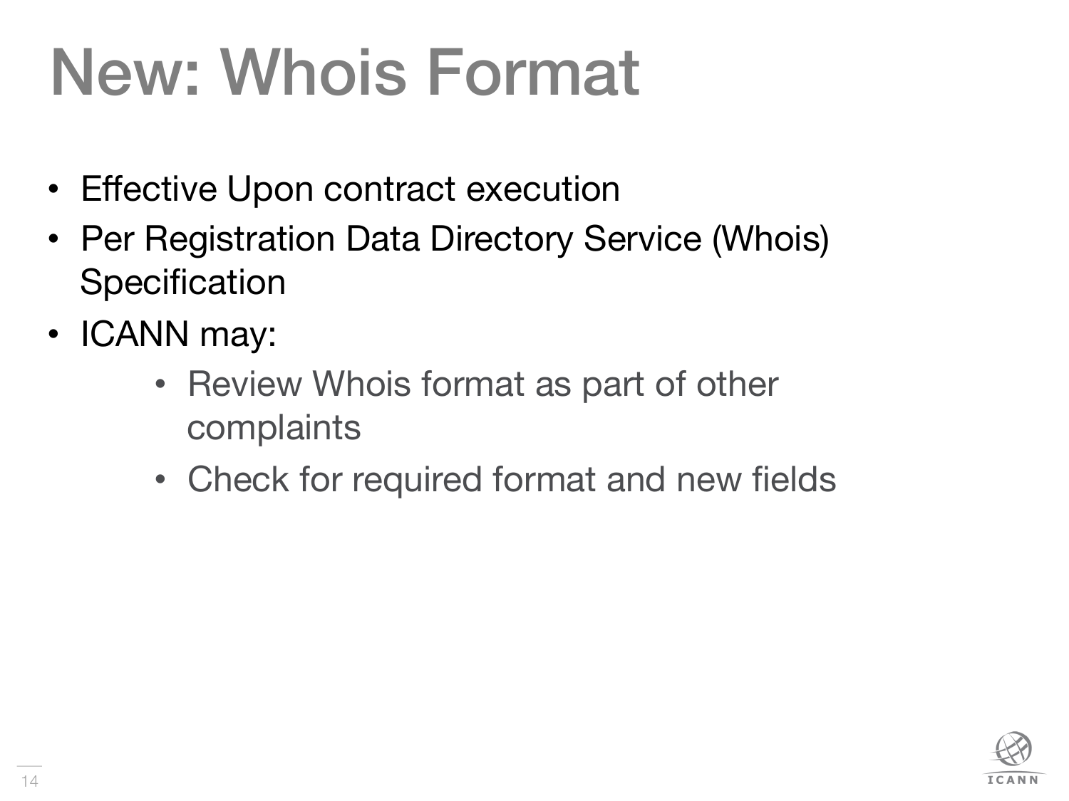# New: Whois Format

- Effective Upon contract execution
- Per Registration Data Directory Service (Whois) Specification
- ICANN may:
  - Review Whois format as part of other complaints
  - Check for required format and new fields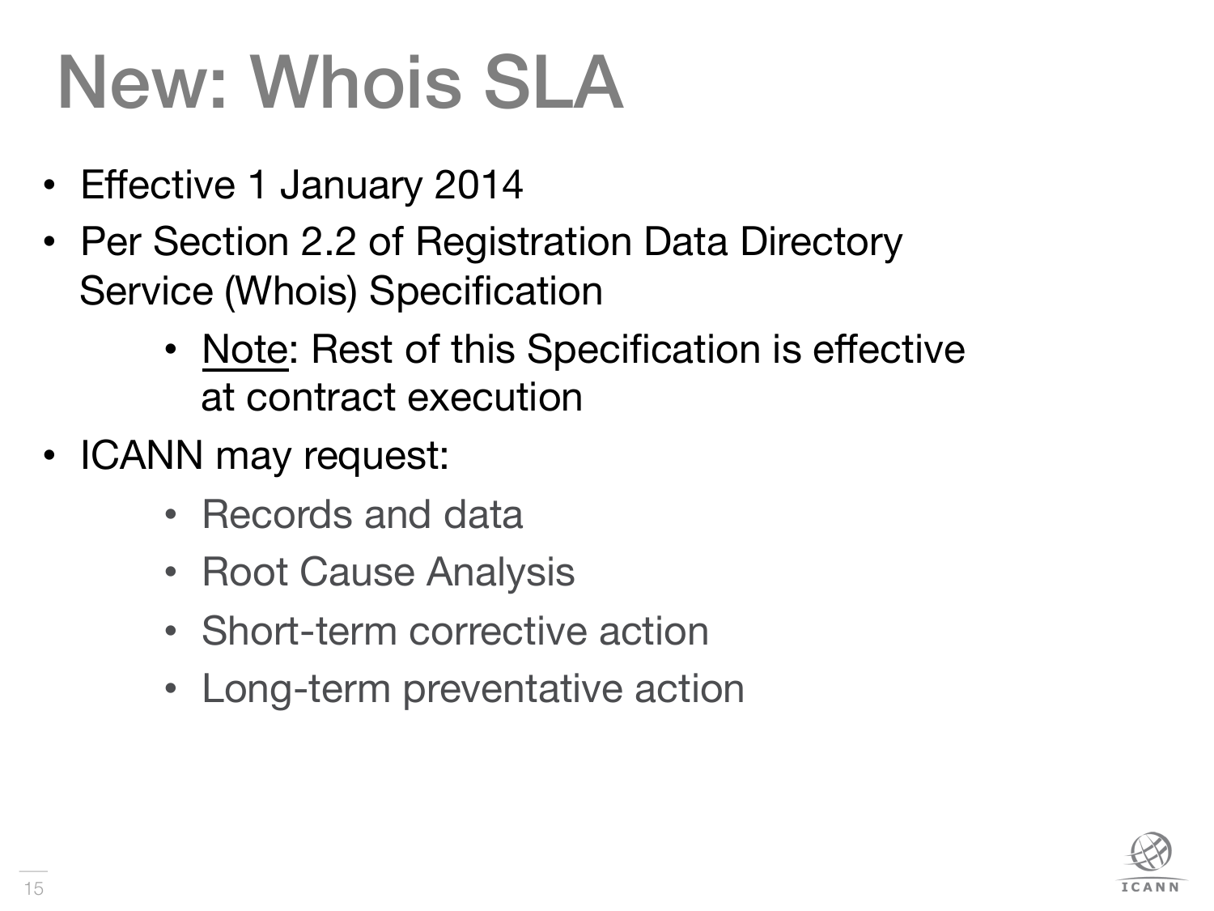# New: Whois SLA

- Effective 1 January 2014
- Per Section 2.2 of Registration Data Directory Service (Whois) Specification
  - Note: Rest of this Specification is effective at contract execution
- ICANN may request:
  - Records and data
  - Root Cause Analysis
  - Short-term corrective action
  - Long-term preventative action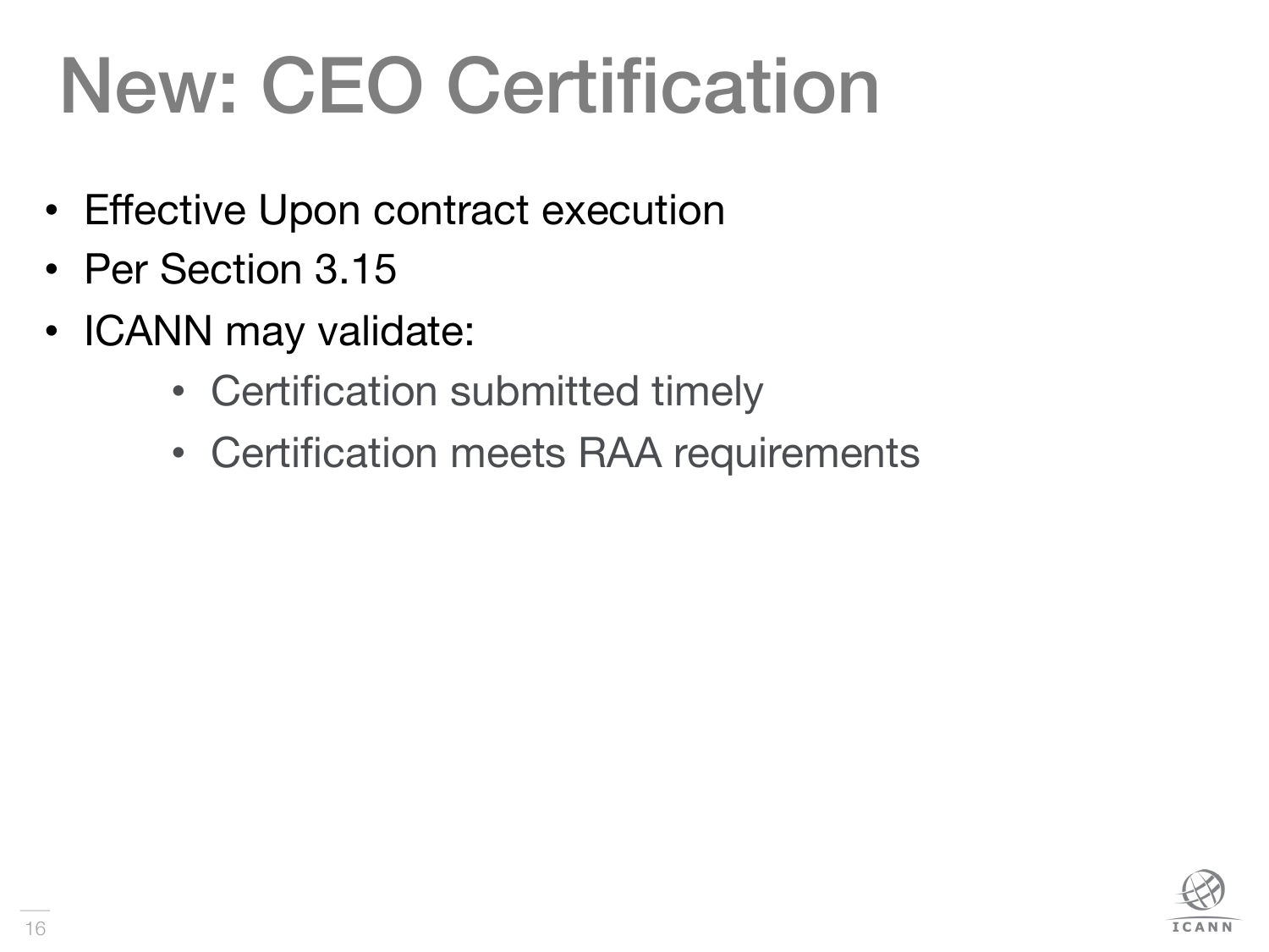# New: CEO Certification

- Effective Upon contract execution
- Per Section 3.15
- ICANN may validate:
    - Certification submitted timely
    - Certification meets RAA requirements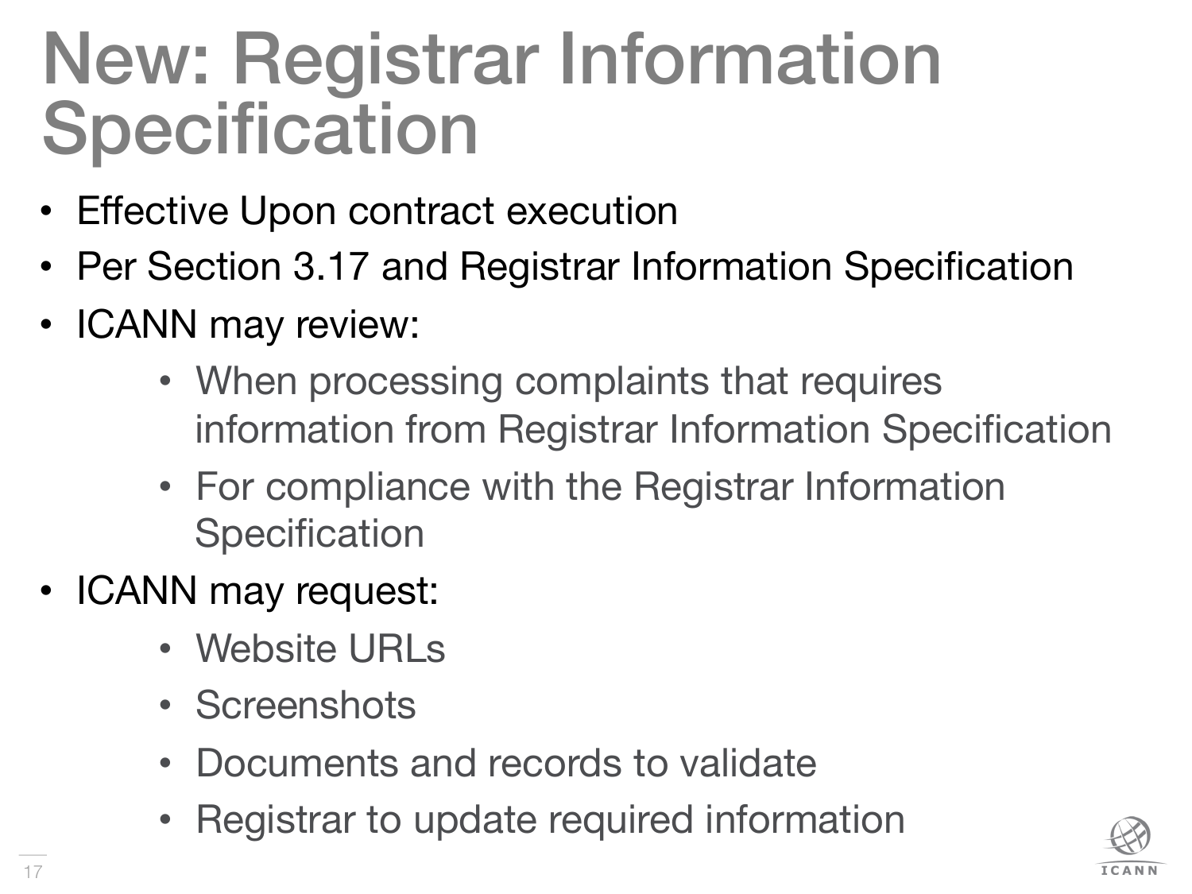# New: Registrar Information Specification

- Effective Upon contract execution
- Per Section 3.17 and Registrar Information Specification
- ICANN may review:
  - When processing complaints that requires information from Registrar Information Specification
  - For compliance with the Registrar Information Specification
- ICANN may request:
  - Website URLs
  - Screenshots
  - Documents and records to validate
  - Registrar to update required information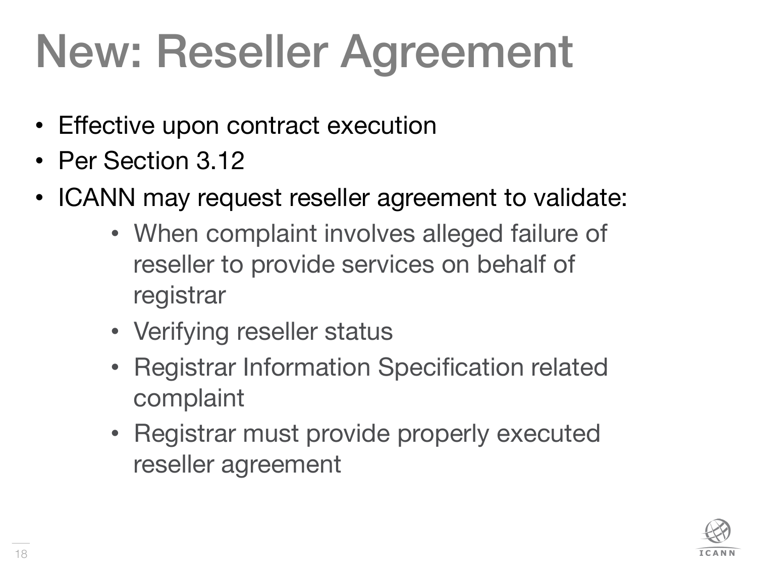# New: Reseller Agreement

- Effective upon contract execution
- Per Section 3.12
- ICANN may request reseller agreement to validate:
    - When complaint involves alleged failure of reseller to provide services on behalf of registrar
    - Verifying reseller status
    - Registrar Information Specification related complaint
    - Registrar must provide properly executed reseller agreement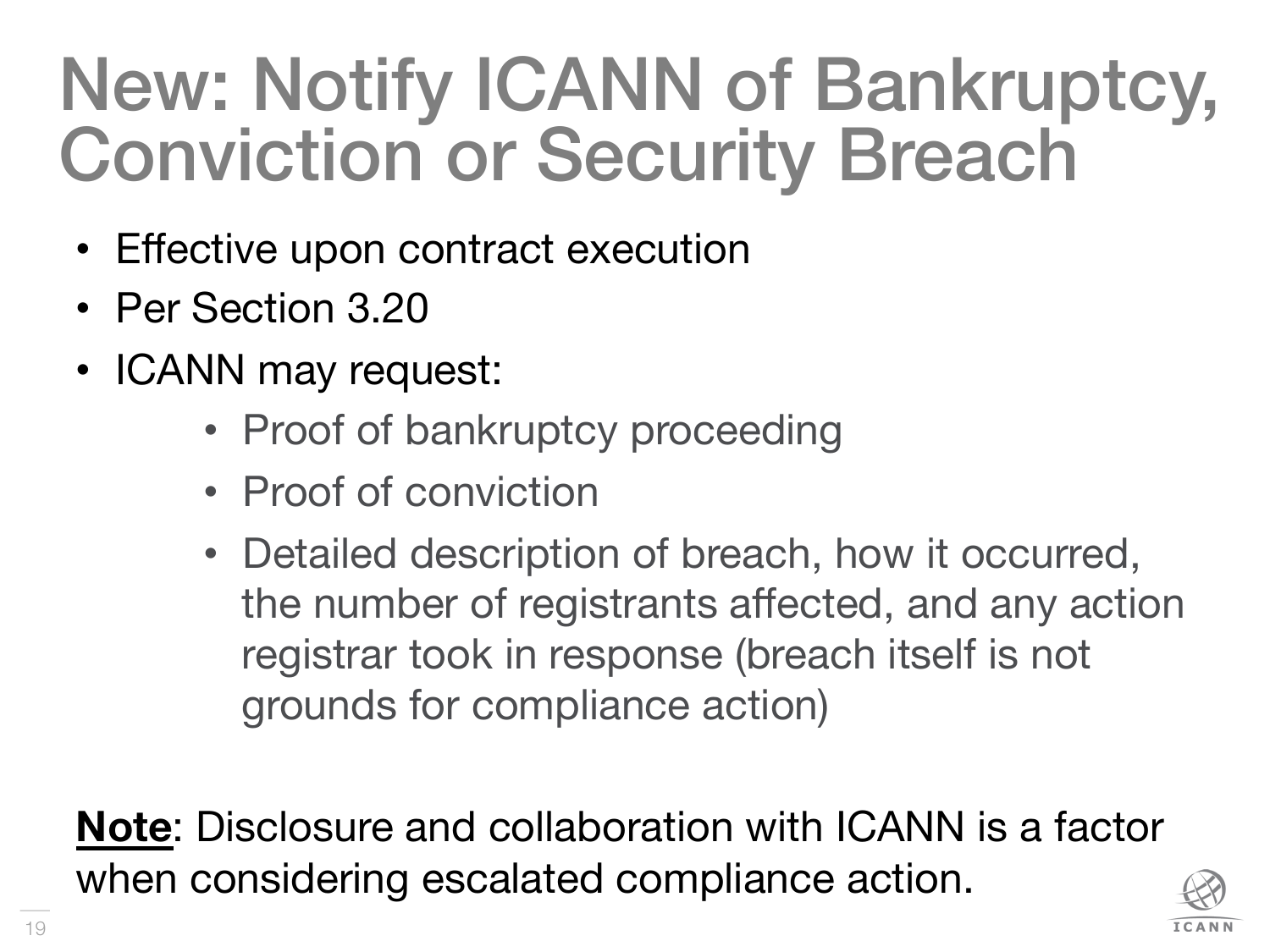# New: Notify ICANN of Bankruptcy, Conviction or Security Breach

- Effective upon contract execution
- Per Section 3.20
- ICANN may request:
    - Proof of bankruptcy proceeding
    - Proof of conviction
    - Detailed description of breach, how it occurred, the number of registrants affected, and any action registrar took in response (breach itself is not grounds for compliance action)

**Note**: Disclosure and collaboration with ICANN is a factor when considering escalated compliance action.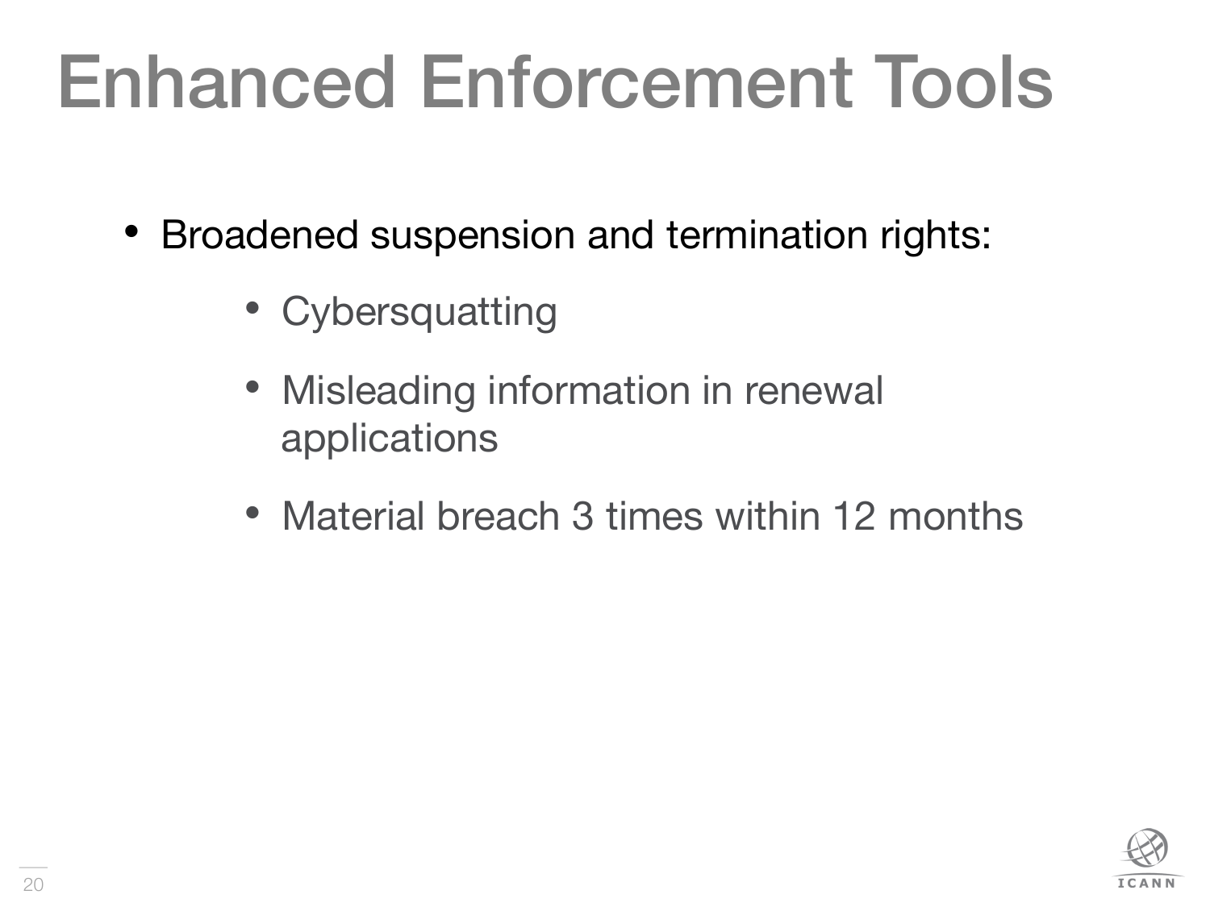# Enhanced Enforcement Tools

- Broadened suspension and termination rights:
  - Cybersquatting
  - Misleading information in renewal applications
  - Material breach 3 times within 12 months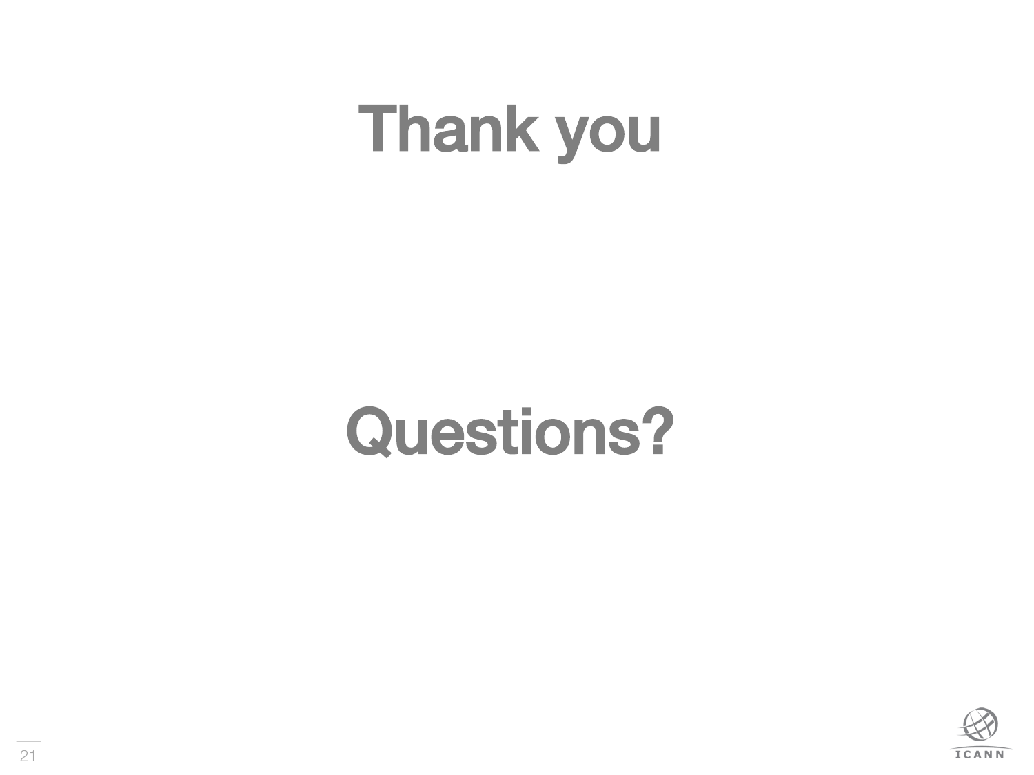# Thank you

# Questions?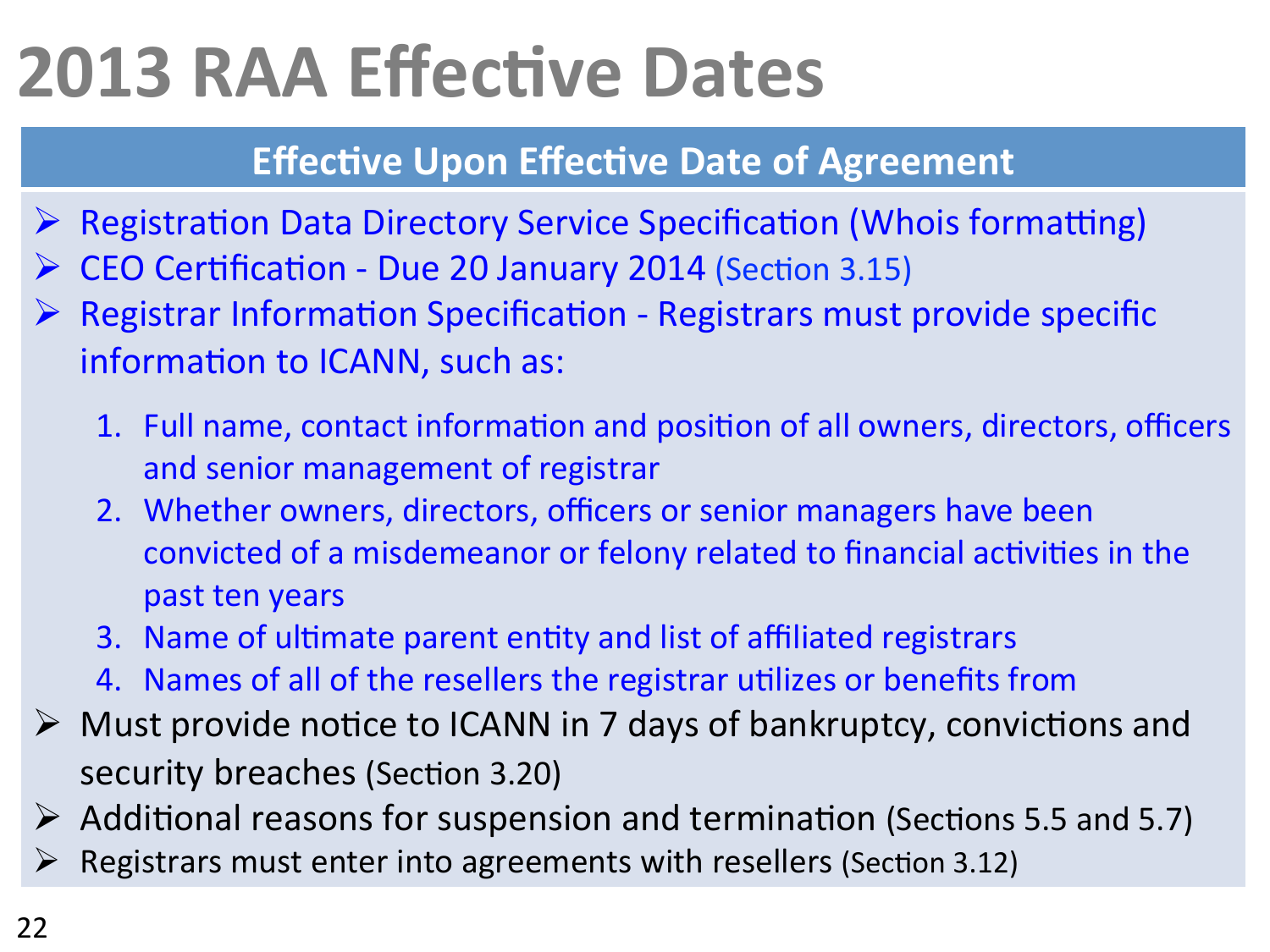# 2013 RAA Effective Dates

## Effective Upon Effective Date of Agreement

- Registration Data Directory Service Specification (Whois formatting)
- CEO Certification - Due 20 January 2014 (Section 3.15)
- Registrar Information Specification - Registrars must provide specific information to ICANN, such as:
  1. Full name, contact information and position of all owners, directors, officers and senior management of registrar
  2. Whether owners, directors, officers or senior managers have been convicted of a misdemeanor or felony related to financial activities in the past ten years
  3. Name of ultimate parent entity and list of affiliated registrars
  4. Names of all of the resellers the registrar utilizes or benefits from
- Must provide notice to ICANN in 7 days of bankruptcy, convictions and security breaches (Section 3.20)
- Additional reasons for suspension and termination (Sections 5.5 and 5.7)
- Registrars must enter into agreements with resellers (Section 3.12)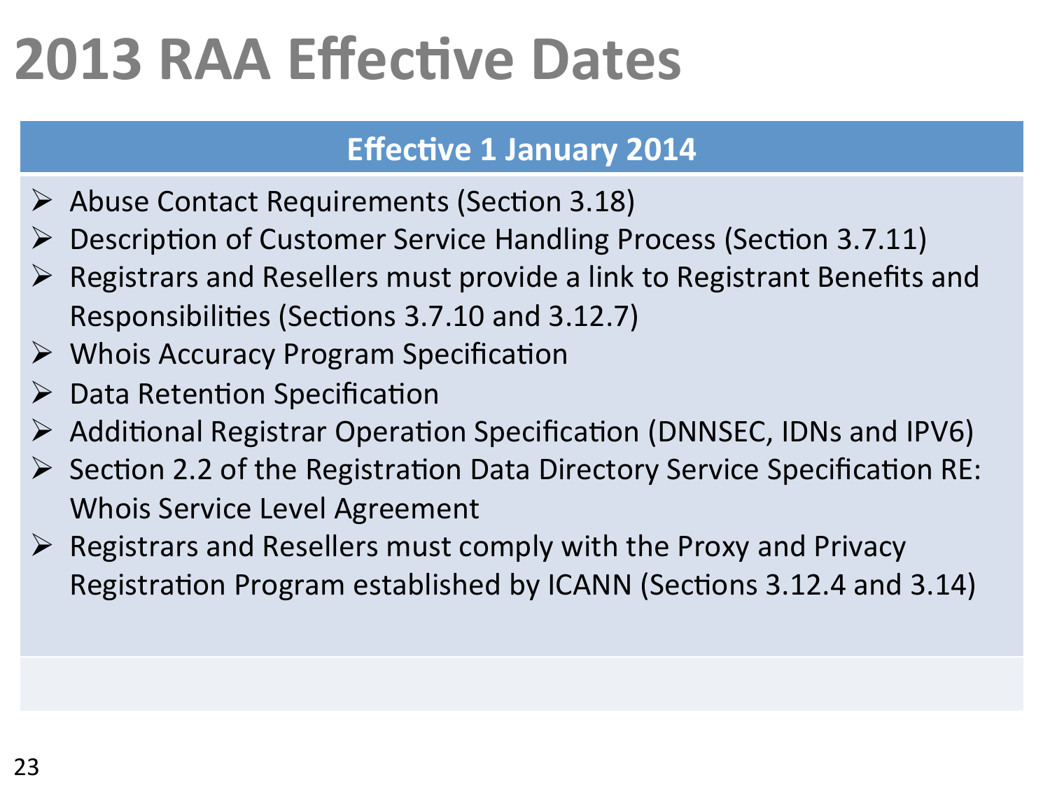# 2013 RAA Effective Dates

## Effective 1 January 2014

- Abuse Contact Requirements (Section 3.18)
- Description of Customer Service Handling Process (Section 3.7.11)
- Registrars and Resellers must provide a link to Registrant Benefits and Responsibilities (Sections 3.7.10 and 3.12.7)
- Whois Accuracy Program Specification
- Data Retention Specification
- Additional Registrar Operation Specification (DNNSEC, IDNs and IPV6)
- Section 2.2 of the Registration Data Directory Service Specification RE: Whois Service Level Agreement
- Registrars and Resellers must comply with the Proxy and Privacy Registration Program established by ICANN (Sections 3.12.4 and 3.14)